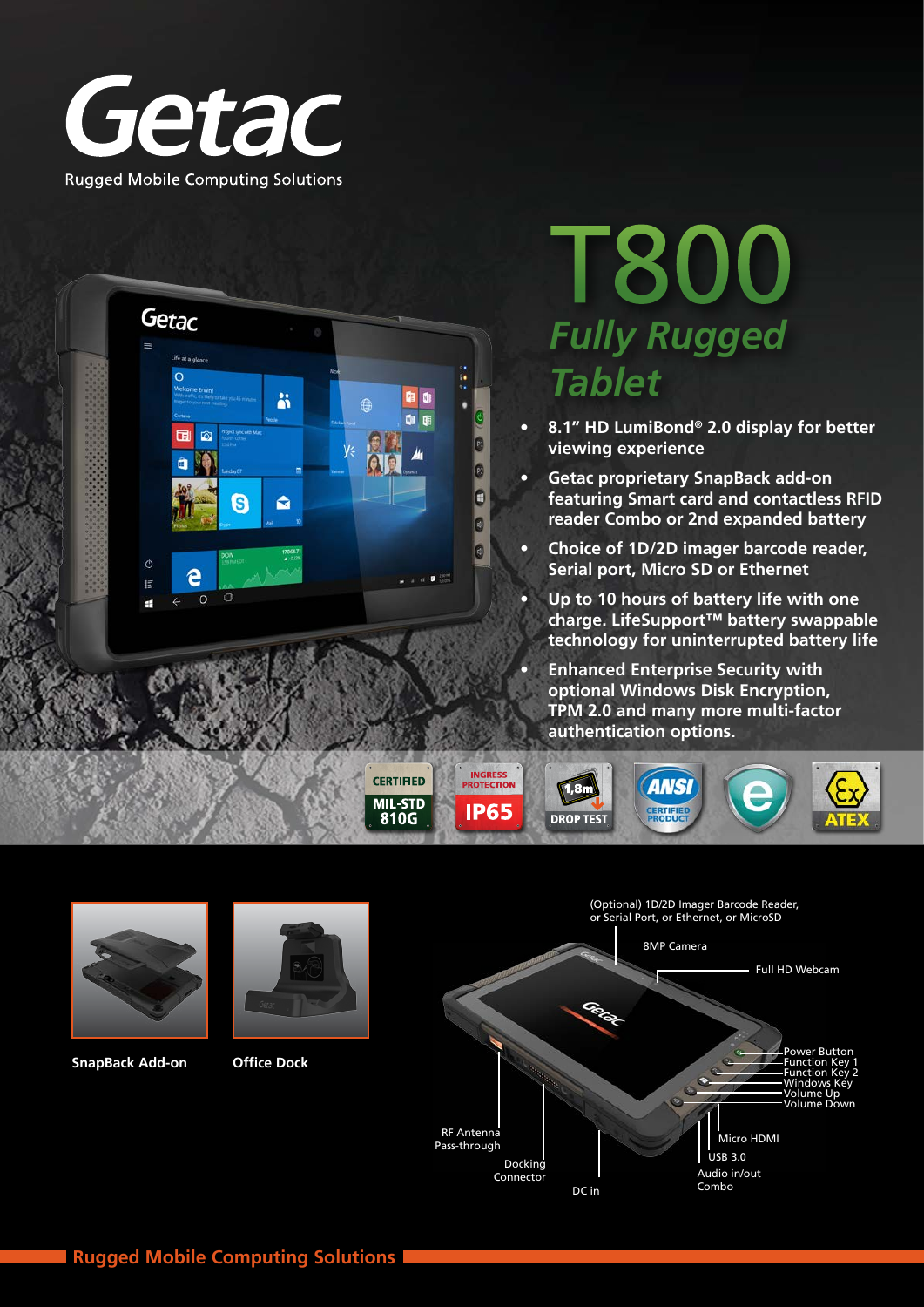# Getac

Rugged Mobile Computing Solutions

# T800

## *Fully Rugged Tablet*

- **8.1" HD LumiBond® 2.0 display for better viewing experience**
- **Getac proprietary SnapBack add-on featuring Smart card and contactless RFID reader Combo or 2nd expanded battery**
- **Choice of 1D/2D imager barcode reader, Serial port, Micro SD or Ethernet**
- **Up to 10 hours of battery life with one charge. LifeSupport™ battery swappable technology for uninterrupted battery life**
- **Enhanced Enterprise Security with optional Windows Disk Encryption, TPM 2.0 and many more multi-factor authentication options.**

CERTIFIED MIL-STD 810G | INGRESS PROTECTION IP65 | 1,8m DROP TEST | ANSI CERTIFIED PRODUCT | ATEX

**SnapBack Add-on**

**Office Dock**

(Optional) 1D/2D Imager Barcode Reader, or Serial Port, or Ethernet, or MicroSD

8MP Camera

Full HD Webcam

Power Button

Function Key 1

Function Key 2

Windows Key

Volume Up

Volume Down

RF Antenna Pass-through

Docking Connector

DC in

Micro HDMI

USB 3.0

Audio in/out Combo

**Rugged Mobile Computing Solutions**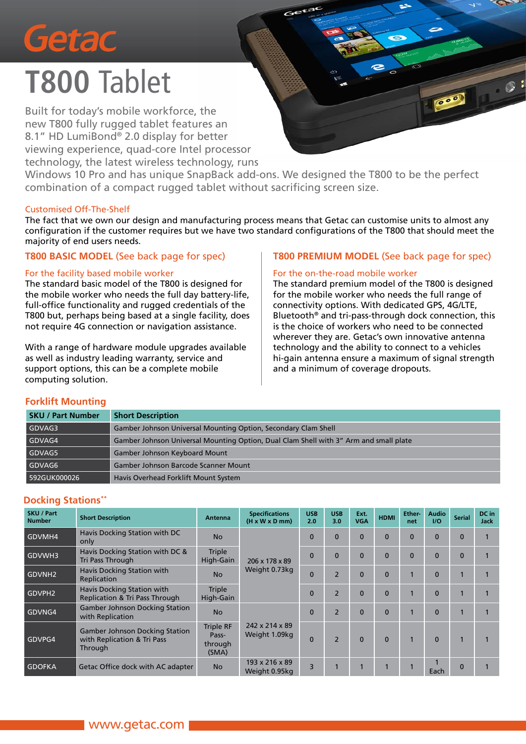# Getac

# T800 Tablet

Built for today's mobile workforce, the new T800 fully rugged tablet features an 8.1" HD LumiBond® 2.0 display for better viewing experience, quad-core Intel processor technology, the latest wireless technology, runs Windows 10 Pro and has unique SnapBack add-ons. We designed the T800 to be the perfect combination of a compact rugged tablet without sacrificing screen size.

### Customised Off-The-Shelf

The fact that we own our design and manufacturing process means that Getac can customise units to almost any configuration if the customer requires but we have two standard configurations of the T800 that should meet the majority of end users needs.

## T800 BASIC MODEL (See back page for spec)

### For the facility based mobile worker

The standard basic model of the T800 is designed for the mobile worker who needs the full day battery-life, full-office functionality and rugged credentials of the T800 but, perhaps being based at a single facility, does not require 4G connection or navigation assistance.

With a range of hardware module upgrades available as well as industry leading warranty, service and support options, this can be a complete mobile computing solution.

## T800 PREMIUM MODEL (See back page for spec)

### For the on-the-road mobile worker

The standard premium model of the T800 is designed for the mobile worker who needs the full range of connectivity options. With dedicated GPS, 4G/LTE, Bluetooth® and tri-pass-through dock connection, this is the choice of workers who need to be connected wherever they are. Getac's own innovative antenna technology and the ability to connect to a vehicles hi-gain antenna ensure a maximum of signal strength and a minimum of coverage dropouts.

## Forklift Mounting

| SKU / Part Number | Short Description |
|---|---|
| GDVAG3 | Gamber Johnson Universal Mounting Option, Secondary Clam Shell |
| GDVAG4 | Gamber Johnson Universal Mounting Option, Dual Clam Shell with 3" Arm and small plate |
| GDVAG5 | Gamber Johnson Keyboard Mount |
| GDVAG6 | Gamber Johnson Barcode Scanner Mount |
| 592GUK000026 | Havis Overhead Forklift Mount System |

## Docking Stations**

| SKU / Part Number | Short Description | Antenna | Specifications (H x W x D mm) | USB 2.0 | USB 3.0 | Ext. VGA | HDMI | Ether-net | Audio I/O | Serial | DC in Jack |
|---|---|---|---|---|---|---|---|---|---|---|---|
| GDVMH4 | Havis Docking Station with DC only | No | 206 x 178 x 89 Weight 0.73kg | 0 | 0 | 0 | 0 | 0 | 0 | 0 | 1 |
| GDVWH3 | Havis Docking Station with DC & Tri Pass Through | Triple High-Gain | | 0 | 0 | 0 | 0 | 0 | 0 | 0 | 1 |
| GDVNH2 | Havis Docking Station with Replication | No | | 0 | 2 | 0 | 0 | 1 | 0 | 1 | 1 |
| GDVPH2 | Havis Docking Station with Replication & Tri Pass Through | Triple High-Gain | | 0 | 2 | 0 | 0 | 1 | 0 | 1 | 1 |
| GDVNG4 | Gamber Johnson Docking Station with Replication | No | 242 x 214 x 89 Weight 1.09kg | 0 | 2 | 0 | 0 | 1 | 0 | 1 | 1 |
| GDVPG4 | Gamber Johnson Docking Station with Replication & Tri Pass Through | Triple RF Pass-through (SMA) | | 0 | 2 | 0 | 0 | 1 | 0 | 1 | 1 |
| GDOFKA | Getac Office dock with AC adapter | No | 193 x 216 x 89 Weight 0.95kg | 3 | 1 | 1 | 1 | 1 | 1 Each | 0 | 1 |

www.getac.com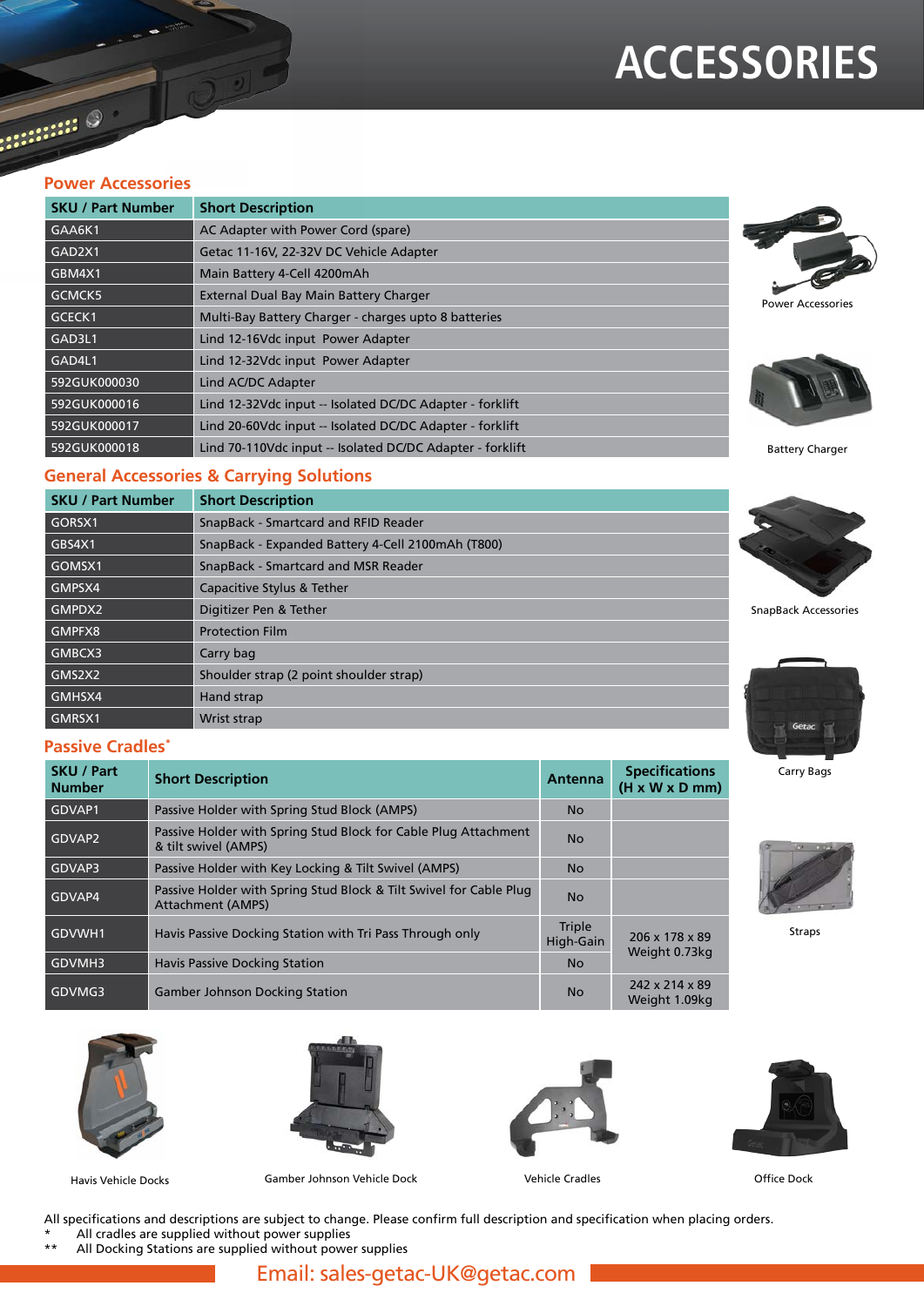# ACCESSORIES

## Power Accessories

| SKU / Part Number | Short Description |
|---|---|
| GAA6K1 | AC Adapter with Power Cord (spare) |
| GAD2X1 | Getac 11-16V, 22-32V DC Vehicle Adapter |
| GBM4X1 | Main Battery 4-Cell 4200mAh |
| GCMCK5 | External Dual Bay Main Battery Charger |
| GCECK1 | Multi-Bay Battery Charger - charges upto 8 batteries |
| GAD3L1 | Lind 12-16Vdc input Power Adapter |
| GAD4L1 | Lind 12-32Vdc input Power Adapter |
| 592GUK000030 | Lind AC/DC Adapter |
| 592GUK000016 | Lind 12-32Vdc input -- Isolated DC/DC Adapter - forklift |
| 592GUK000017 | Lind 20-60Vdc input -- Isolated DC/DC Adapter - forklift |
| 592GUK000018 | Lind 70-110Vdc input -- Isolated DC/DC Adapter - forklift |

Power Accessories

Battery Charger

## General Accessories & Carrying Solutions

| SKU / Part Number | Short Description |
|---|---|
| GORSX1 | SnapBack - Smartcard and RFID Reader |
| GBS4X1 | SnapBack - Expanded Battery 4-Cell 2100mAh (T800) |
| GOMSX1 | SnapBack - Smartcard and MSR Reader |
| GMPSX4 | Capacitive Stylus & Tether |
| GMPDX2 | Digitizer Pen & Tether |
| GMPFX8 | Protection Film |
| GMBCX3 | Carry bag |
| GMS2X2 | Shoulder strap (2 point shoulder strap) |
| GMHSX4 | Hand strap |
| GMRSX1 | Wrist strap |

SnapBack Accessories

Carry Bags

Straps

## Passive Cradles*

| SKU / Part Number | Short Description | Antenna | Specifications (H x W x D mm) |
|---|---|---|---|
| GDVAP1 | Passive Holder with Spring Stud Block (AMPS) | No | |
| GDVAP2 | Passive Holder with Spring Stud Block for Cable Plug Attachment & tilt swivel (AMPS) | No | |
| GDVAP3 | Passive Holder with Key Locking & Tilt Swivel (AMPS) | No | |
| GDVAP4 | Passive Holder with Spring Stud Block & Tilt Swivel for Cable Plug Attachment (AMPS) | No | |
| GDVWH1 | Havis Passive Docking Station with Tri Pass Through only | Triple High-Gain | 206 x 178 x 89 Weight 0.73kg |
| GDVMH3 | Havis Passive Docking Station | No | |
| GDVMG3 | Gamber Johnson Docking Station | No | 242 x 214 x 89 Weight 1.09kg |

Havis Vehicle Docks

Gamber Johnson Vehicle Dock

Vehicle Cradles

Office Dock

All specifications and descriptions are subject to change. Please confirm full description and specification when placing orders.

\* All cradles are supplied without power supplies

\** All Docking Stations are supplied without power supplies

Email: sales-getac-UK@getac.com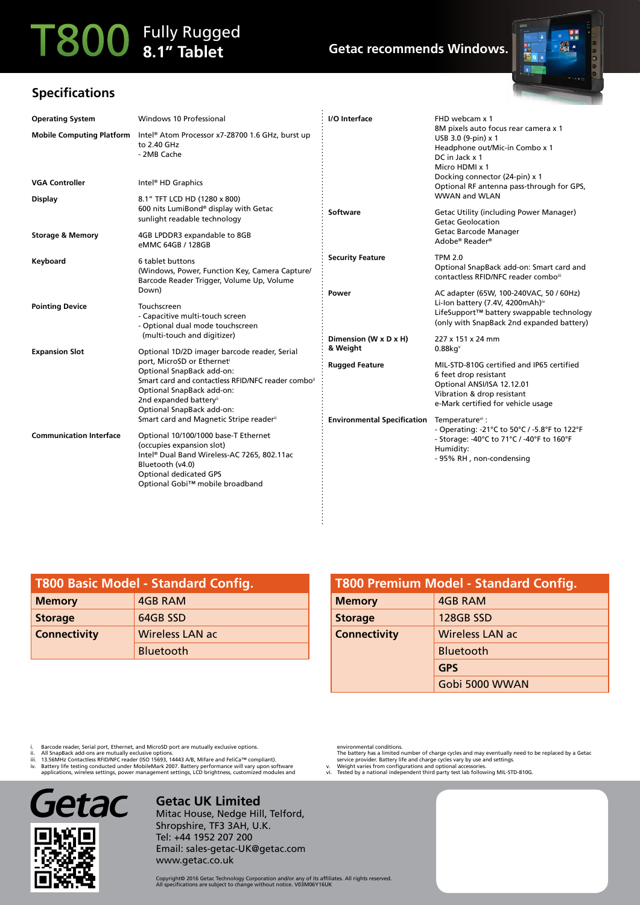# T800 Fully Rugged 8.1" Tablet

**Getac recommends Windows.**

## Specifications

| | |
|---|---|
| **Operating System** | Windows 10 Professional |
| **Mobile Computing Platform** | Intel® Atom Processor x7-Z8700 1.6 GHz, burst up to 2.40 GHz<br>- 2MB Cache |
| **VGA Controller** | Intel® HD Graphics |
| **Display** | 8.1" TFT LCD HD (1280 x 800)<br>600 nits LumiBond® display with Getac sunlight readable technology |
| **Storage & Memory** | 4GB LPDDR3 expandable to 8GB<br>eMMC 64GB / 128GB |
| **Keyboard** | 6 tablet buttons<br>(Windows, Power, Function Key, Camera Capture/ Barcode Reader Trigger, Volume Up, Volume Down) |
| **Pointing Device** | Touchscreen<br>- Capacitive multi-touch screen<br>- Optional dual mode touchscreen (multi-touch and digitizer) |
| **Expansion Slot** | Optional 1D/2D imager barcode reader, Serial port, MicroSD or Ethernet[i]<br>Optional SnapBack add-on:<br>Smart card and contactless RFID/NFC reader combo[ii]<br>Optional SnapBack add-on:<br>2nd expanded battery[ii]<br>Optional SnapBack add-on:<br>Smart card and Magnetic Stripe reader[ii] |
| **Communication Interface** | Optional 10/100/1000 base-T Ethernet (occupies expansion slot)<br>Intel® Dual Band Wireless-AC 7265, 802.11ac<br>Bluetooth (v4.0)<br>Optional dedicated GPS<br>Optional Gobi™ mobile broadband |
| **I/O Interface** | FHD webcam x 1<br>8M pixels auto focus rear camera x 1<br>USB 3.0 (9-pin) x 1<br>Headphone out/Mic-in Combo x 1<br>DC in Jack x 1<br>Micro HDMI x 1<br>Docking connector (24-pin) x 1<br>Optional RF antenna pass-through for GPS, WWAN and WLAN |
| **Software** | Getac Utility (including Power Manager)<br>Getac Geolocation<br>Getac Barcode Manager<br>Adobe® Reader® |
| **Security Feature** | TPM 2.0<br>Optional SnapBack add-on: Smart card and contactless RFID/NFC reader combo[iii] |
| **Power** | AC adapter (65W, 100-240VAC, 50 / 60Hz)<br>Li-Ion battery (7.4V, 4200mAh)[iv]<br>LifeSupport™ battery swappable technology (only with SnapBack 2nd expanded battery) |
| **Dimension (W x D x H) & Weight** | 227 x 151 x 24 mm<br>0.88kg[v] |
| **Rugged Feature** | MIL-STD-810G certified and IP65 certified<br>6 feet drop resistant<br>Optional ANSI/ISA 12.12.01<br>Vibration & drop resistant<br>e-Mark certified for vehicle usage |
| **Environmental Specification** | Temperature[vi] :<br>- Operating: -21°C to 50°C / -5.8°F to 122°F<br>- Storage: -40°C to 71°C / -40°F to 160°F<br>Humidity:<br>- 95% RH , non-condensing |

| T800 Basic Model - Standard Config. | |
|---|---|
| **Memory** | 4GB RAM |
| **Storage** | 64GB SSD |
| **Connectivity** | Wireless LAN ac |
| | Bluetooth |

| T800 Premium Model - Standard Config. | |
|---|---|
| **Memory** | 4GB RAM |
| **Storage** | 128GB SSD |
| **Connectivity** | Wireless LAN ac |
| | Bluetooth |
| | **GPS** |
| | Gobi 5000 WWAN |

i. Barcode reader, Serial port, Ethernet, and MicroSD port are mutually exclusive options.
ii. All SnapBack add-ons are mutually exclusive options.
iii. 13.56MHz Contactless RFID/NFC reader (ISO 15693, 14443 A/B, Mifare and FeliCa™ compliant).
iv. Battery life testing conducted under MobileMark 2007. Battery performance will vary upon software applications, wireless settings, power management settings, LCD brightness, customized modules and environmental conditions.
The battery has a limited number of charge cycles and may eventually need to be replaced by a Getac service provider. Battery life and charge cycles vary by use and settings.
v. Weight varies from configurations and optional accessories.
vi. Tested by a national independent third party test lab following MIL-STD-810G.

**Getac UK Limited**
Mitac House, Nedge Hill, Telford, Shropshire, TF3 3AH, U.K.
Tel: +44 1952 207 200
Email: sales-getac-UK@getac.com
www.getac.co.uk

Copyright© 2016 Getac Technology Corporation and/or any of its affiliates. All rights reserved.
All specifications are subject to change without notice. V03M06Y16UK